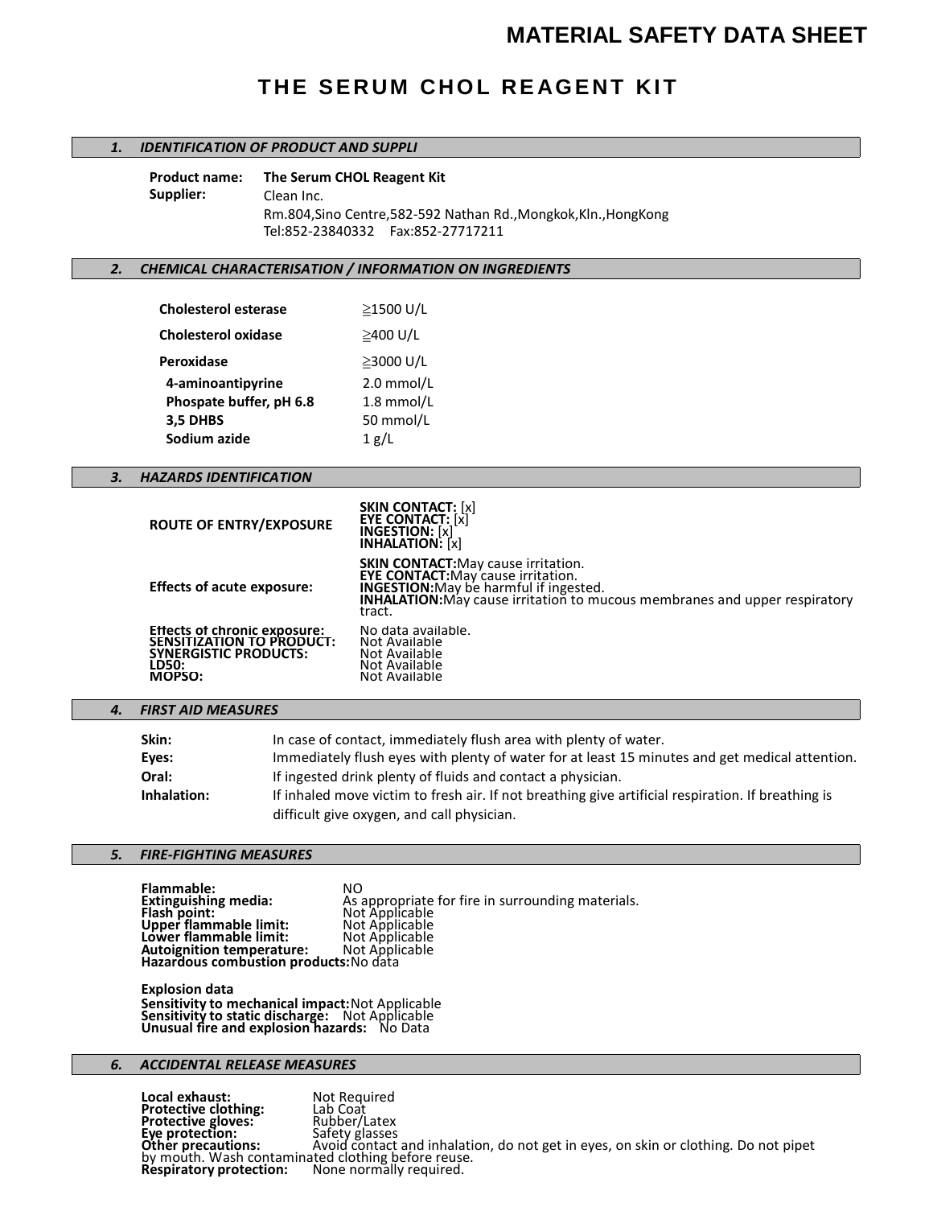# MATERIAL SAFETY DATA SHEET

## THE SERUM CHOL REAGENT KIT

### *1. IDENTIFICATION OF PRODUCT AND SUPPLI*

**Product name:** **The Serum CHOL Reagent Kit**

**Supplier:** Clean Inc.
Rm.804,Sino Centre,582-592 Nathan Rd.,Mongkok,Kln.,HongKong
Tel:852-23840332 Fax:852-27717211

### *2. CHEMICAL CHARACTERISATION / INFORMATION ON INGREDIENTS*

| | |
|---|---|
| **Cholesterol esterase** | ≧1500 U/L |
| **Cholesterol oxidase** | ≧400 U/L |
| **Peroxidase** | ≧3000 U/L |
| **4-aminoantipyrine** | 2.0 mmol/L |
| **Phospate buffer, pH 6.8** | 1.8 mmol/L |
| **3,5 DHBS** | 50 mmol/L |
| **Sodium azide** | 1 g/L |

### *3. HAZARDS IDENTIFICATION*

**ROUTE OF ENTRY/EXPOSURE**
**SKIN CONTACT:** [x]
**EYE CONTACT:** [x]
**INGESTION:** [x]
**INHALATION:** [x]

**Effects of acute exposure:**
**SKIN CONTACT:**May cause irritation.
**EYE CONTACT:**May cause irritation.
**INGESTION:**May be harmful if ingested.
**INHALATION:**May cause irritation to mucous membranes and upper respiratory tract.

**Effects of chronic exposure:** No data available.
**SENSITIZATION TO PRODUCT:** Not Available
**SYNERGISTIC PRODUCTS:** Not Available
**LD50:** Not Available
**MOPSO:** Not Available

### *4. FIRST AID MEASURES*

**Skin:** In case of contact, immediately flush area with plenty of water.
**Eyes:** Immediately flush eyes with plenty of water for at least 15 minutes and get medical attention.
**Oral:** If ingested drink plenty of fluids and contact a physician.
**Inhalation:** If inhaled move victim to fresh air. If not breathing give artificial respiration. If breathing is difficult give oxygen, and call physician.

### *5. FIRE-FIGHTING MEASURES*

**Flammable:** NO
**Extinguishing media:** As appropriate for fire in surrounding materials.
**Flash point:** Not Applicable
**Upper flammable limit:** Not Applicable
**Lower flammable limit:** Not Applicable
**Autoignition temperature:** Not Applicable
**Hazardous combustion products:**No data

**Explosion data**
**Sensitivity to mechanical impact:**Not Applicable
**Sensitivity to static discharge:** Not Applicable
**Unusual fire and explosion hazards:** No Data

### *6. ACCIDENTAL RELEASE MEASURES*

**Local exhaust:** Not Required
**Protective clothing:** Lab Coat
**Protective gloves:** Rubber/Latex
**Eye protection:** Safety glasses
**Other precautions:** Avoid contact and inhalation, do not get in eyes, on skin or clothing. Do not pipet by mouth. Wash contaminated clothing before reuse.
**Respiratory protection:** None normally required.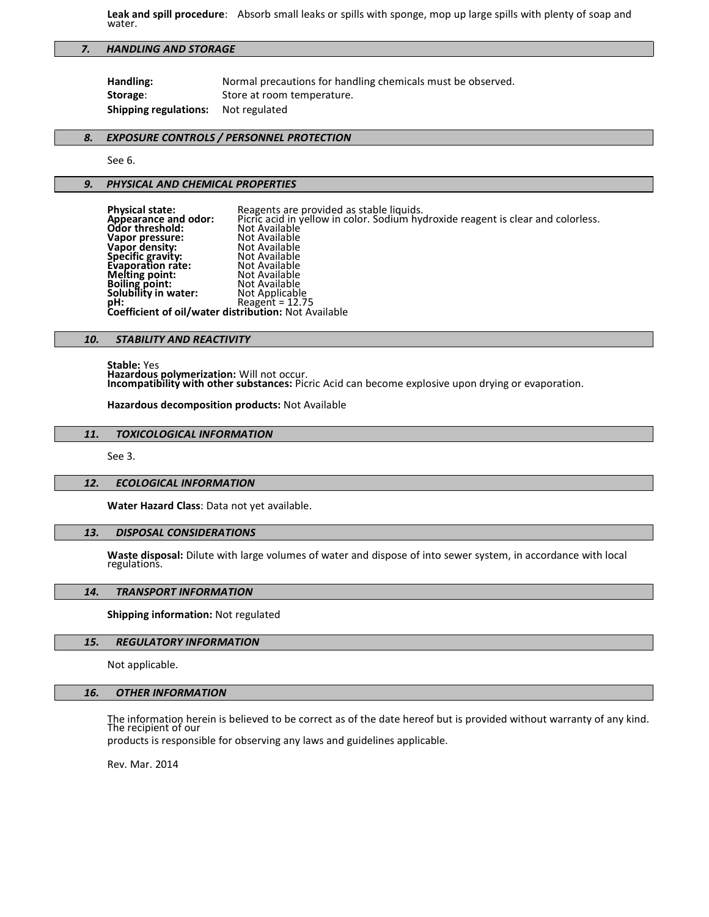**Leak and spill procedure**: Absorb small leaks or spills with sponge, mop up large spills with plenty of soap and water.

## *7. HANDLING AND STORAGE*

**Handling:** Normal precautions for handling chemicals must be observed.
**Storage**: Store at room temperature.
**Shipping regulations:** Not regulated

## *8. EXPOSURE CONTROLS / PERSONNEL PROTECTION*

See 6.

## *9. PHYSICAL AND CHEMICAL PROPERTIES*

**Physical state:** Reagents are provided as stable liquids.
**Appearance and odor:** Picric acid in yellow in color. Sodium hydroxide reagent is clear and colorless.
**Odor threshold:** Not Available
**Vapor pressure:** Not Available
**Vapor density:** Not Available
**Specific gravity:** Not Available
**Evaporation rate:** Not Available
**Melting point:** Not Available
**Boiling point:** Not Available
**Solubility in water:** Not Applicable
**pH:** Reagent = 12.75
**Coefficient of oil/water distribution:** Not Available

## *10. STABILITY AND REACTIVITY*

**Stable:** Yes
**Hazardous polymerization:** Will not occur.
**Incompatibility with other substances:** Picric Acid can become explosive upon drying or evaporation.

**Hazardous decomposition products:** Not Available

## *11. TOXICOLOGICAL INFORMATION*

See 3.

## *12. ECOLOGICAL INFORMATION*

**Water Hazard Class**: Data not yet available.

## *13. DISPOSAL CONSIDERATIONS*

**Waste disposal:** Dilute with large volumes of water and dispose of into sewer system, in accordance with local regulations.

## *14. TRANSPORT INFORMATION*

**Shipping information:** Not regulated

## *15. REGULATORY INFORMATION*

Not applicable.

## *16. OTHER INFORMATION*

The information herein is believed to be correct as of the date hereof but is provided without warranty of any kind. The recipient of our
products is responsible for observing any laws and guidelines applicable.

Rev. Mar. 2014